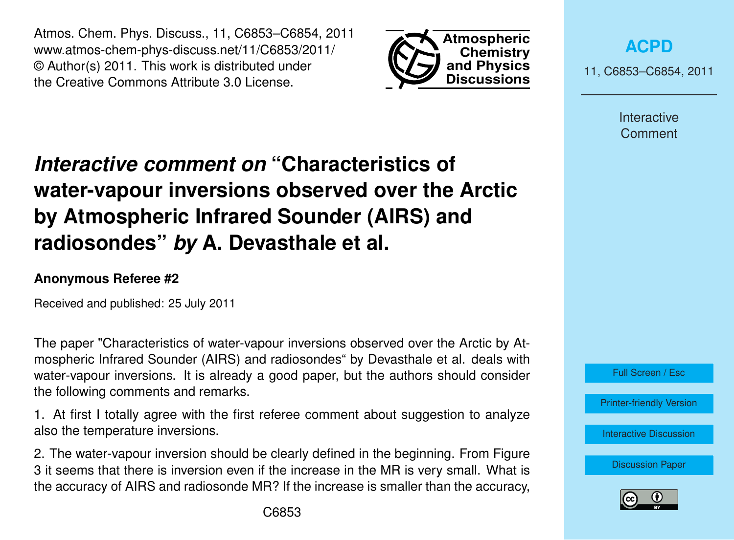# *Interactive comment on* "Characteristics of water-vapour inversions observed over the Arctic by Atmospheric Infrared Sounder (AIRS) and radiosondes" *by* A. Devasthale et al.

**Anonymous Referee #2**

Received and published: 25 July 2011

The paper "Characteristics of water-vapour inversions observed over the Arctic by Atmospheric Infrared Sounder (AIRS) and radiosondes" by Devasthale et al. deals with water-vapour inversions. It is already a good paper, but the authors should consider the following comments and remarks.

1. At first I totally agree with the first referee comment about suggestion to analyze also the temperature inversions.

2. The water-vapour inversion should be clearly defined in the beginning. From Figure 3 it seems that there is inversion even if the increase in the MR is very small. What is the accuracy of AIRS and radiosonde MR? If the increase is smaller than the accuracy,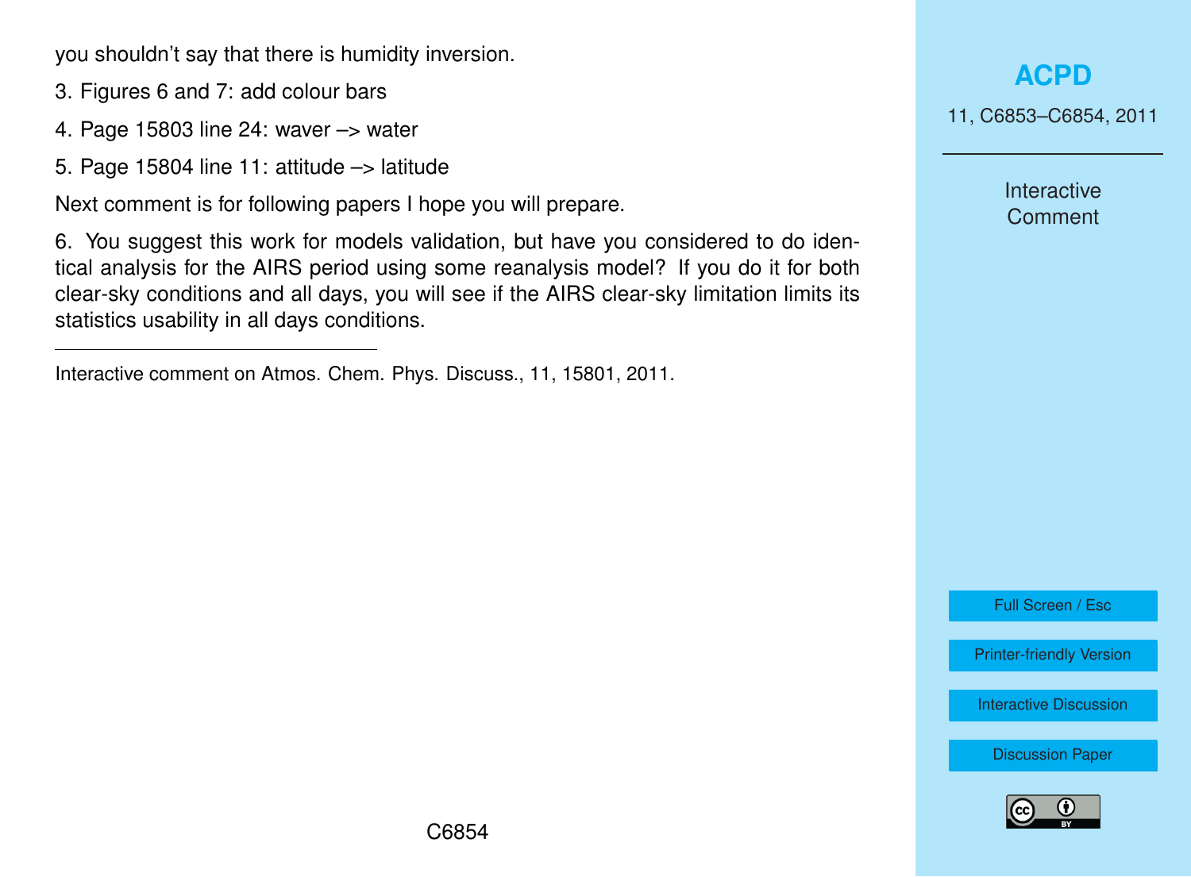you shouldn't say that there is humidity inversion.

3. Figures 6 and 7: add colour bars

4. Page 15803 line 24: waver –> water

5. Page 15804 line 11: attitude –> latitude

Next comment is for following papers I hope you will prepare.

6. You suggest this work for models validation, but have you considered to do identical analysis for the AIRS period using some reanalysis model? If you do it for both clear-sky conditions and all days, you will see if the AIRS clear-sky limitation limits its statistics usability in all days conditions.

---

Interactive comment on Atmos. Chem. Phys. Discuss., 11, 15801, 2011.